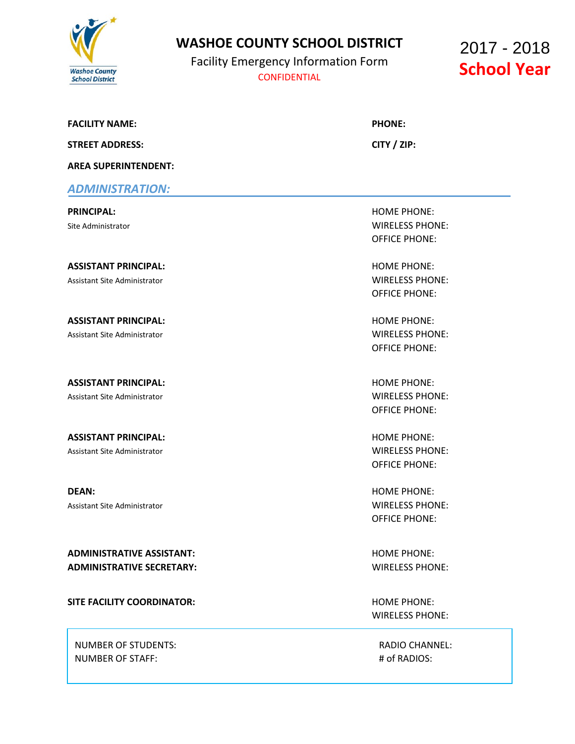# WASHOE COUNTY SCHOOL DISTRICT

Facility Emergency Information Form

CONFIDENTIAL

**2017 - 2018**
**School Year**

**FACILITY NAME:** **PHONE:**

**STREET ADDRESS:** **CITY / ZIP:**

**AREA SUPERINTENDENT:**

## *ADMINISTRATION:*

**PRINCIPAL:**
Site Administrator

HOME PHONE:
WIRELESS PHONE:
OFFICE PHONE:

**ASSISTANT PRINCIPAL:**
Assistant Site Administrator

HOME PHONE:
WIRELESS PHONE:
OFFICE PHONE:

**ASSISTANT PRINCIPAL:**
Assistant Site Administrator

HOME PHONE:
WIRELESS PHONE:
OFFICE PHONE:

**ASSISTANT PRINCIPAL:**
Assistant Site Administrator

HOME PHONE:
WIRELESS PHONE:
OFFICE PHONE:

**ASSISTANT PRINCIPAL:**
Assistant Site Administrator

HOME PHONE:
WIRELESS PHONE:
OFFICE PHONE:

**DEAN:**
Assistant Site Administrator

HOME PHONE:
WIRELESS PHONE:
OFFICE PHONE:

**ADMINISTRATIVE ASSISTANT:**
**ADMINISTRATIVE SECRETARY:**

HOME PHONE:
WIRELESS PHONE:

**SITE FACILITY COORDINATOR:**

HOME PHONE:
WIRELESS PHONE:

| NUMBER OF STUDENTS: | RADIO CHANNEL: |
|---|---|
| NUMBER OF STAFF: | # of RADIOS: |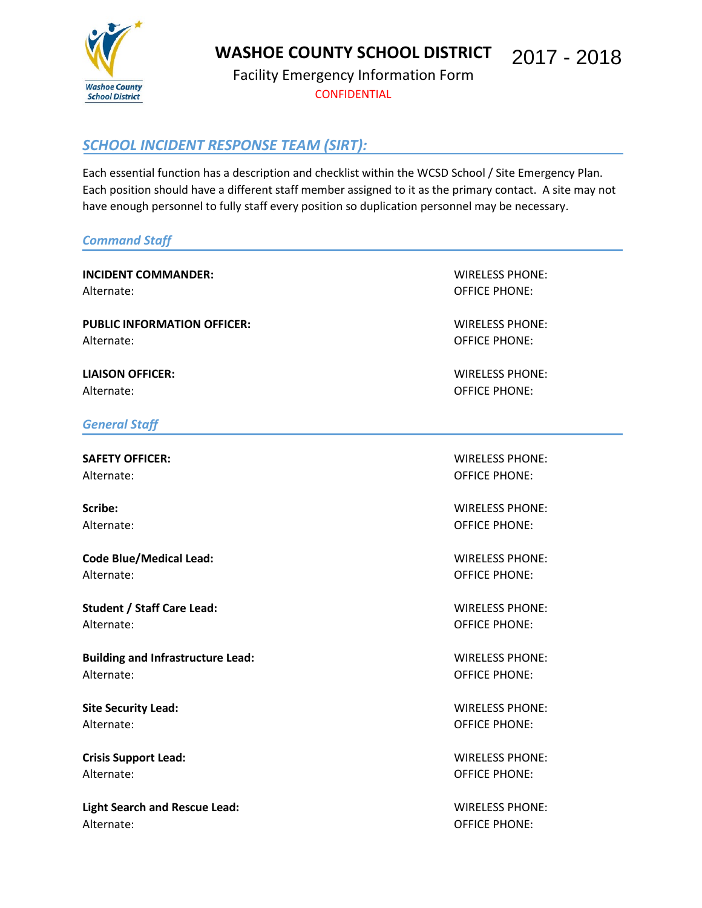# WASHOE COUNTY SCHOOL DISTRICT 2017 - 2018

Facility Emergency Information Form

CONFIDENTIAL

## *SCHOOL INCIDENT RESPONSE TEAM (SIRT):*

Each essential function has a description and checklist within the WCSD School / Site Emergency Plan. Each position should have a different staff member assigned to it as the primary contact. A site may not have enough personnel to fully staff every position so duplication personnel may be necessary.

### *Command Staff*

**INCIDENT COMMANDER:** WIRELESS PHONE:
Alternate: OFFICE PHONE:

**PUBLIC INFORMATION OFFICER:** WIRELESS PHONE:
Alternate: OFFICE PHONE:

**LIAISON OFFICER:** WIRELESS PHONE:
Alternate: OFFICE PHONE:

### *General Staff*

**SAFETY OFFICER:** WIRELESS PHONE:
Alternate: OFFICE PHONE:

**Scribe:** WIRELESS PHONE:
Alternate: OFFICE PHONE:

**Code Blue/Medical Lead:** WIRELESS PHONE:
Alternate: OFFICE PHONE:

**Student / Staff Care Lead:** WIRELESS PHONE:
Alternate: OFFICE PHONE:

**Building and Infrastructure Lead:** WIRELESS PHONE:
Alternate: OFFICE PHONE:

**Site Security Lead:** WIRELESS PHONE:
Alternate: OFFICE PHONE:

**Crisis Support Lead:** WIRELESS PHONE:
Alternate: OFFICE PHONE:

**Light Search and Rescue Lead:** WIRELESS PHONE:
Alternate: OFFICE PHONE: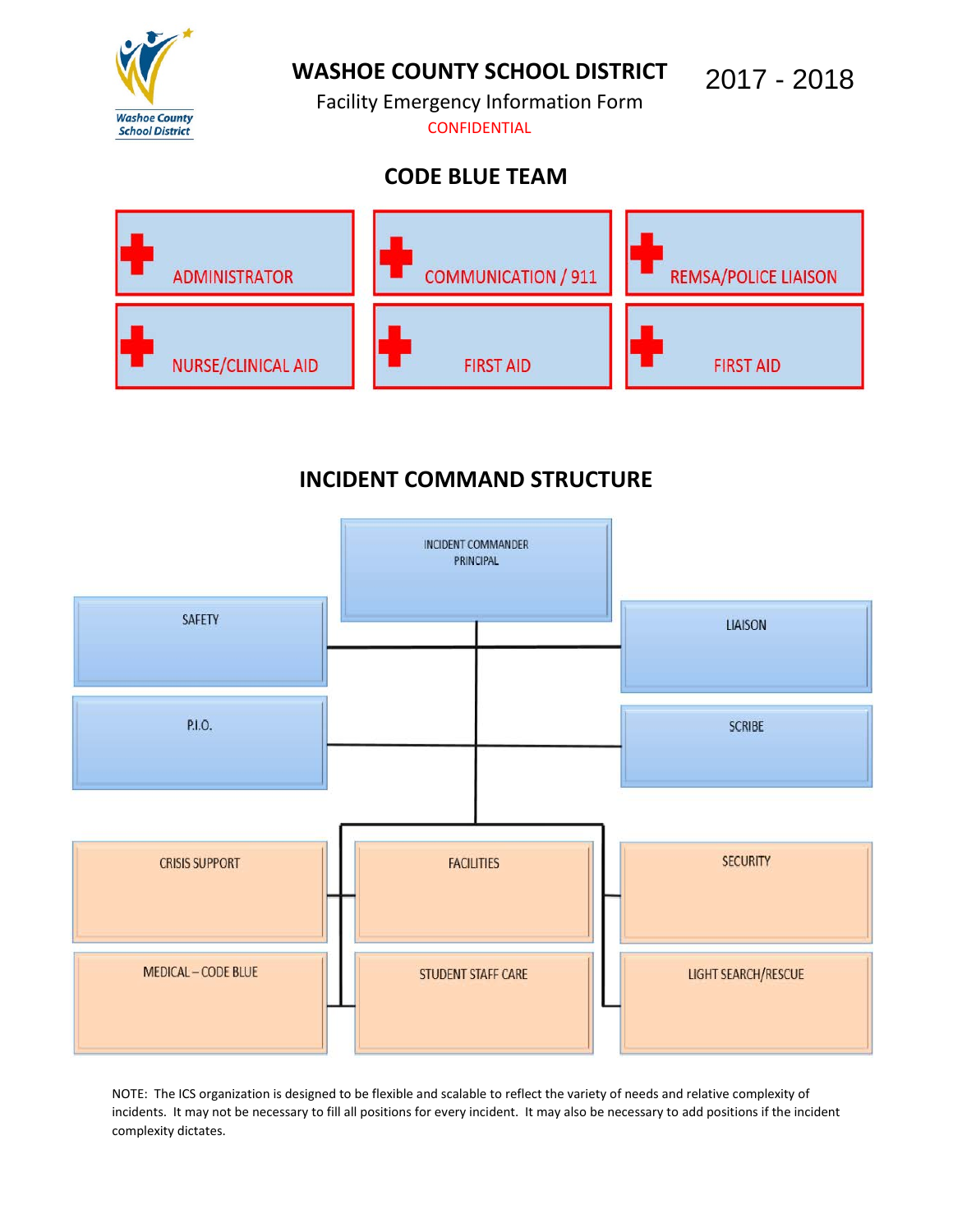# WASHOE COUNTY SCHOOL DISTRICT

2017 - 2018

Facility Emergency Information Form

CONFIDENTIAL

## CODE BLUE TEAM

| | | |
|---|---|---|
| ADMINISTRATOR | COMMUNICATION / 911 | REMSA/POLICE LIAISON |
| NURSE/CLINICAL AID | FIRST AID | FIRST AID |

## INCIDENT COMMAND STRUCTURE

INCIDENT COMMANDER
PRINCIPAL

- SAFETY
- P.I.O.
- LIAISON
- SCRIBE

- CRISIS SUPPORT
- MEDICAL – CODE BLUE
- FACILITIES
- STUDENT STAFF CARE
- SECURITY
- LIGHT SEARCH/RESCUE

NOTE: The ICS organization is designed to be flexible and scalable to reflect the variety of needs and relative complexity of incidents. It may not be necessary to fill all positions for every incident. It may also be necessary to add positions if the incident complexity dictates.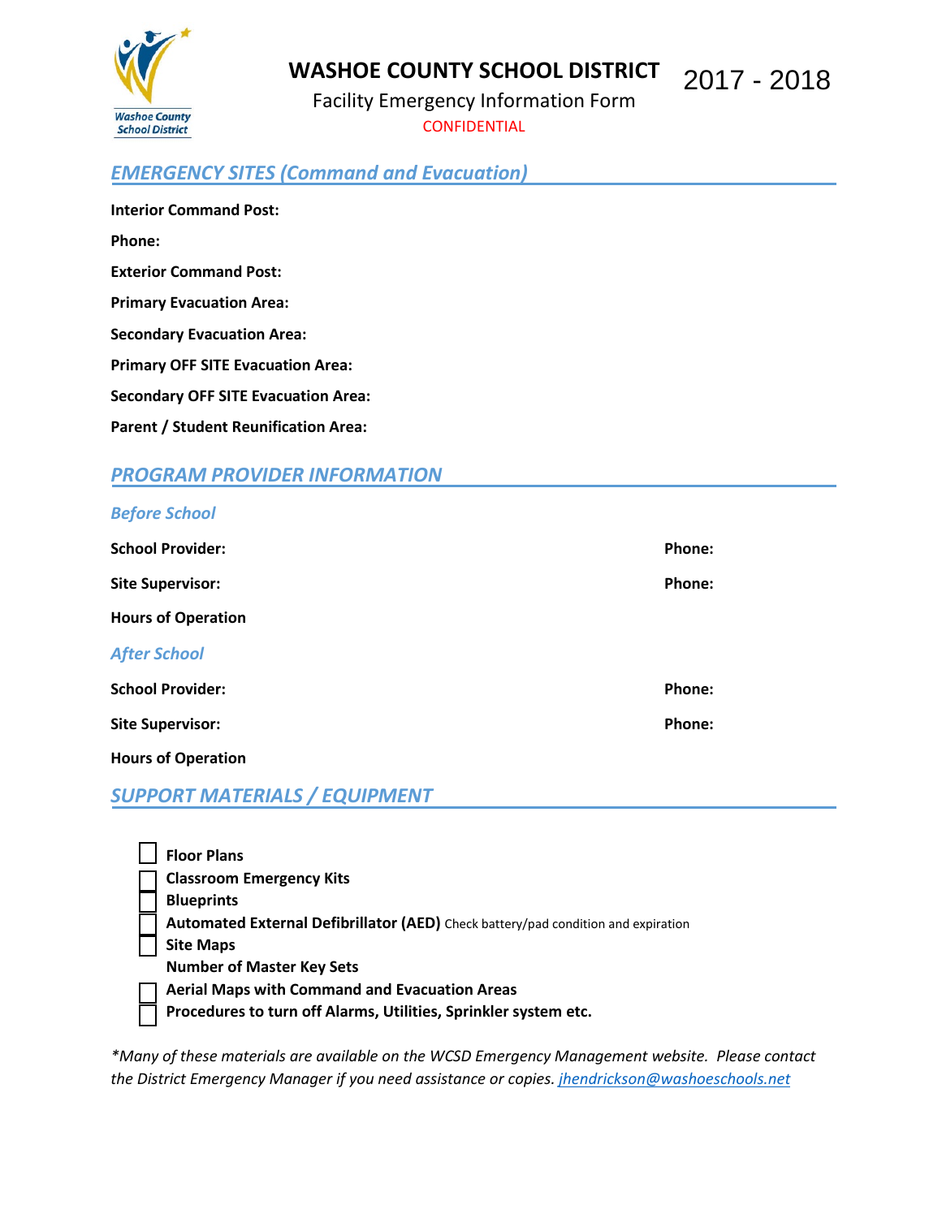# WASHOE COUNTY SCHOOL DISTRICT 2017 - 2018

Facility Emergency Information Form

CONFIDENTIAL

## *EMERGENCY SITES (Command and Evacuation)*

**Interior Command Post:**

**Phone:**

**Exterior Command Post:**

**Primary Evacuation Area:**

**Secondary Evacuation Area:**

**Primary OFF SITE Evacuation Area:**

**Secondary OFF SITE Evacuation Area:**

**Parent / Student Reunification Area:**

## *PROGRAM PROVIDER INFORMATION*

### *Before School*

**School Provider:** **Phone:**

**Site Supervisor:** **Phone:**

**Hours of Operation**

### *After School*

**School Provider:** **Phone:**

**Site Supervisor:** **Phone:**

**Hours of Operation**

## *SUPPORT MATERIALS / EQUIPMENT*

- ☐ **Floor Plans**
- ☐ **Classroom Emergency Kits**
- ☐ **Blueprints**
- ☐ **Automated External Defibrillator (AED)** Check battery/pad condition and expiration
- ☐ **Site Maps**
- **Number of Master Key Sets**
- ☐ **Aerial Maps with Command and Evacuation Areas**
- ☐ **Procedures to turn off Alarms, Utilities, Sprinkler system etc.**

*\*Many of these materials are available on the WCSD Emergency Management website. Please contact the District Emergency Manager if you need assistance or copies. jhendrickson@washoeschools.net*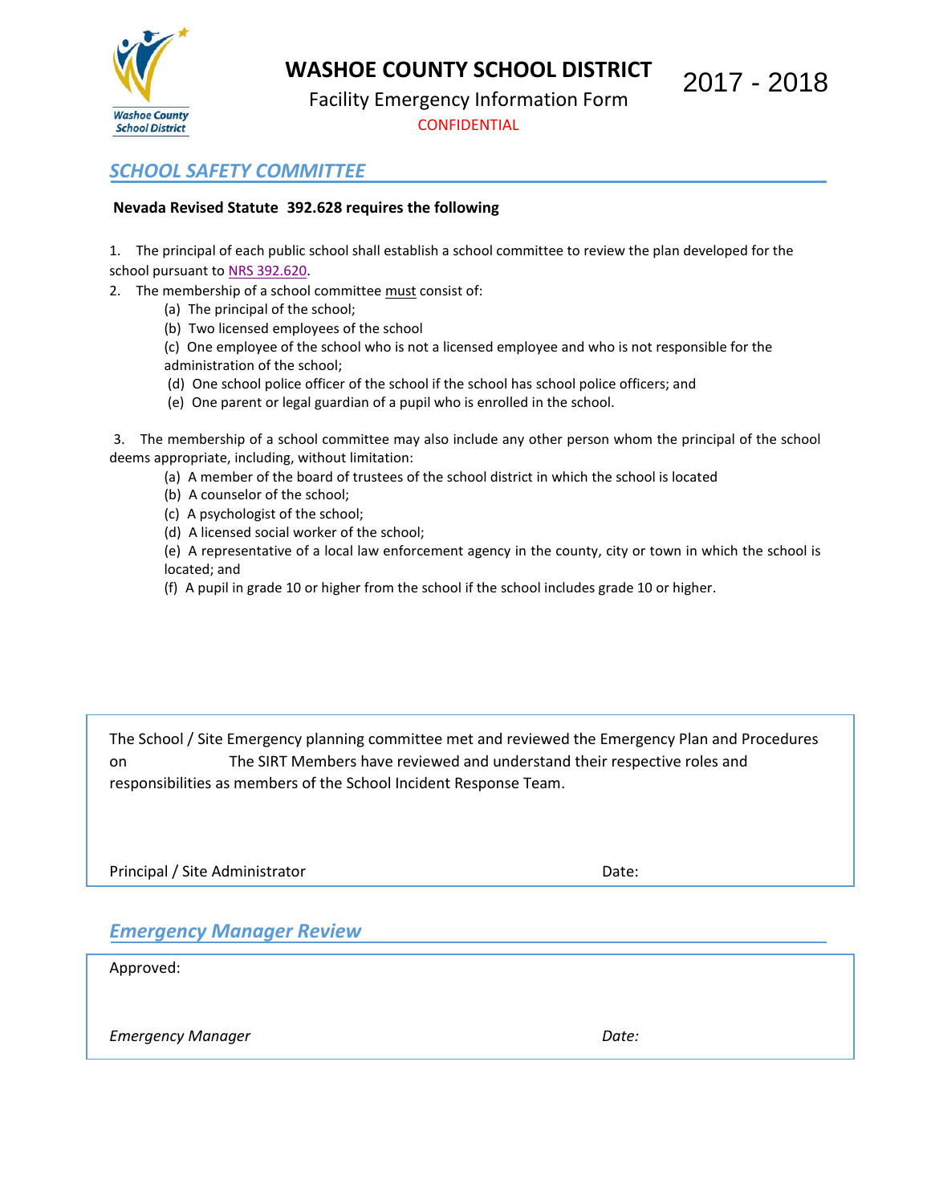# WASHOE COUNTY SCHOOL DISTRICT

Facility Emergency Information Form

CONFIDENTIAL

2017 - 2018

## *SCHOOL SAFETY COMMITTEE*

**Nevada Revised Statute 392.628 requires the following**

1. The principal of each public school shall establish a school committee to review the plan developed for the school pursuant to NRS 392.620.
2. The membership of a school committee must consist of:
   - (a) The principal of the school;
   - (b) Two licensed employees of the school
   - (c) One employee of the school who is not a licensed employee and who is not responsible for the administration of the school;
   - (d) One school police officer of the school if the school has school police officers; and
   - (e) One parent or legal guardian of a pupil who is enrolled in the school.
3. The membership of a school committee may also include any other person whom the principal of the school deems appropriate, including, without limitation:
   - (a) A member of the board of trustees of the school district in which the school is located
   - (b) A counselor of the school;
   - (c) A psychologist of the school;
   - (d) A licensed social worker of the school;
   - (e) A representative of a local law enforcement agency in the county, city or town in which the school is located; and
   - (f) A pupil in grade 10 or higher from the school if the school includes grade 10 or higher.

The School / Site Emergency planning committee met and reviewed the Emergency Plan and Procedures on The SIRT Members have reviewed and understand their respective roles and responsibilities as members of the School Incident Response Team.

Principal / Site Administrator Date:

## *Emergency Manager Review*

Approved:

*Emergency Manager* *Date:*